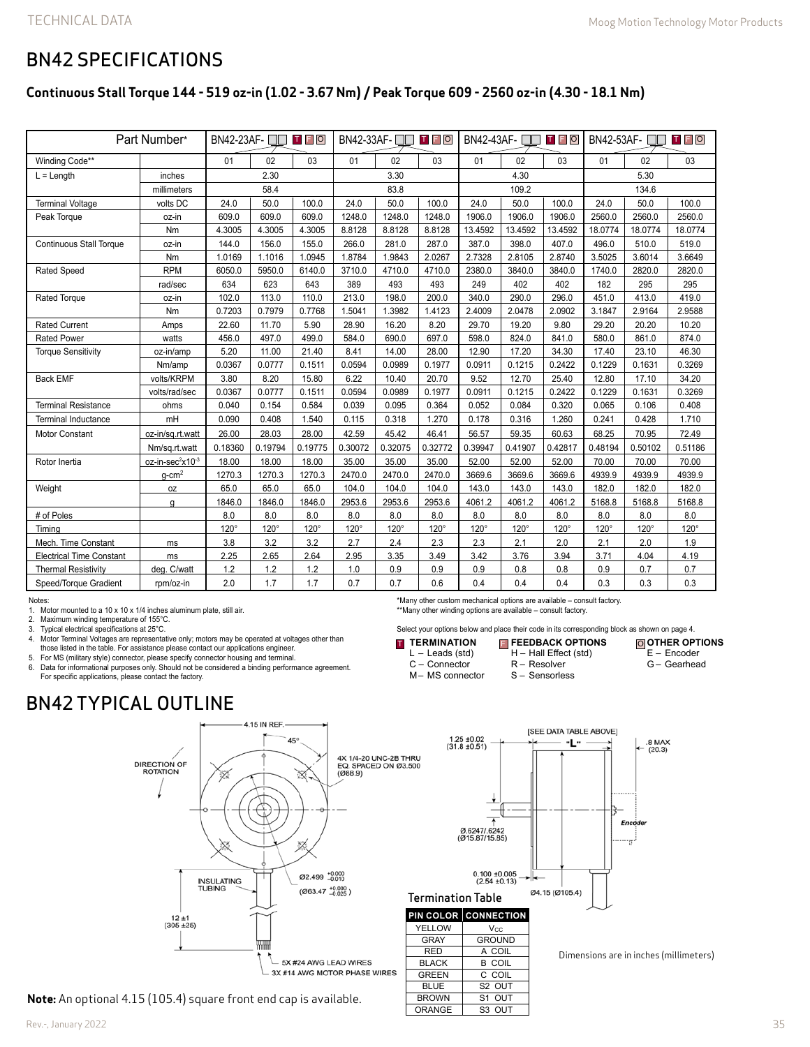# BN42 SPECIFICATIONS

### Continuous Stall Torque 144 - 519 oz-in (1.02 - 3.67 Nm) / Peak Torque 609 - 2560 oz-in (4.30 - 18.1 Nm)

| Part Number* | | BN42-23AF- □□ T F O | | | BN42-33AF- □□ T F O | | | BN42-43AF- □□ T F O | | | BN42-53AF- □□ T F O | | |
|---|---|---|---|---|---|---|---|---|---|---|---|---|---|
| Winding Code** | | 01 | 02 | 03 | 01 | 02 | 03 | 01 | 02 | 03 | 01 | 02 | 03 |
| L = Length | inches | 2.30 | | | 3.30 | | | 4.30 | | | 5.30 | | |
| | millimeters | 58.4 | | | 83.8 | | | 109.2 | | | 134.6 | | |
| Terminal Voltage | volts DC | 24.0 | 50.0 | 100.0 | 24.0 | 50.0 | 100.0 | 24.0 | 50.0 | 100.0 | 24.0 | 50.0 | 100.0 |
| Peak Torque | oz-in | 609.0 | 609.0 | 609.0 | 1248.0 | 1248.0 | 1248.0 | 1906.0 | 1906.0 | 1906.0 | 2560.0 | 2560.0 | 2560.0 |
| | Nm | 4.3005 | 4.3005 | 4.3005 | 8.8128 | 8.8128 | 8.8128 | 13.4592 | 13.4592 | 13.4592 | 18.0774 | 18.0774 | 18.0774 |
| Continuous Stall Torque | oz-in | 144.0 | 156.0 | 155.0 | 266.0 | 281.0 | 287.0 | 387.0 | 398.0 | 407.0 | 496.0 | 510.0 | 519.0 |
| | Nm | 1.0169 | 1.1016 | 1.0945 | 1.8784 | 1.9843 | 2.0267 | 2.7328 | 2.8105 | 2.8740 | 3.5025 | 3.6014 | 3.6649 |
| Rated Speed | RPM | 6050.0 | 5950.0 | 6140.0 | 3710.0 | 4710.0 | 4710.0 | 2380.0 | 3840.0 | 3840.0 | 1740.0 | 2820.0 | 2820.0 |
| | rad/sec | 634 | 623 | 643 | 389 | 493 | 493 | 249 | 402 | 402 | 182 | 295 | 295 |
| Rated Torque | oz-in | 102.0 | 113.0 | 110.0 | 213.0 | 198.0 | 200.0 | 340.0 | 290.0 | 296.0 | 451.0 | 413.0 | 419.0 |
| | Nm | 0.7203 | 0.7979 | 0.7768 | 1.5041 | 1.3982 | 1.4123 | 2.4009 | 2.0478 | 2.0902 | 3.1847 | 2.9164 | 2.9588 |
| Rated Current | Amps | 22.60 | 11.70 | 5.90 | 28.90 | 16.20 | 8.20 | 29.70 | 19.20 | 9.80 | 29.20 | 20.20 | 10.20 |
| Rated Power | watts | 456.0 | 497.0 | 499.0 | 584.0 | 690.0 | 697.0 | 598.0 | 824.0 | 841.0 | 580.0 | 861.0 | 874.0 |
| Torque Sensitivity | oz-in/amp | 5.20 | 11.00 | 21.40 | 8.41 | 14.00 | 28.00 | 12.90 | 17.20 | 34.30 | 17.40 | 23.10 | 46.30 |
| | Nm/amp | 0.0367 | 0.0777 | 0.1511 | 0.0594 | 0.0989 | 0.1977 | 0.0911 | 0.1215 | 0.2422 | 0.1229 | 0.1631 | 0.3269 |
| Back EMF | volts/KRPM | 3.80 | 8.20 | 15.80 | 6.22 | 10.40 | 20.70 | 9.52 | 12.70 | 25.40 | 12.80 | 17.10 | 34.20 |
| | volts/rad/sec | 0.0367 | 0.0777 | 0.1511 | 0.0594 | 0.0989 | 0.1977 | 0.0911 | 0.1215 | 0.2422 | 0.1229 | 0.1631 | 0.3269 |
| Terminal Resistance | ohms | 0.040 | 0.154 | 0.584 | 0.039 | 0.095 | 0.364 | 0.052 | 0.084 | 0.320 | 0.065 | 0.106 | 0.408 |
| Terminal Inductance | mH | 0.090 | 0.408 | 1.540 | 0.115 | 0.318 | 1.270 | 0.178 | 0.316 | 1.260 | 0.241 | 0.428 | 1.710 |
| Motor Constant | oz-in/sq.rt.watt | 26.00 | 28.03 | 28.00 | 42.59 | 45.42 | 46.41 | 56.57 | 59.35 | 60.63 | 68.25 | 70.95 | 72.49 |
| | Nm/sq.rt.watt | 0.18360 | 0.19794 | 0.19775 | 0.30072 | 0.32075 | 0.32772 | 0.39947 | 0.41907 | 0.42817 | 0.48194 | 0.50102 | 0.51186 |
| Rotor Inertia | oz-in-sec$^2$x10$^{-3}$ | 18.00 | 18.00 | 18.00 | 35.00 | 35.00 | 35.00 | 52.00 | 52.00 | 52.00 | 70.00 | 70.00 | 70.00 |
| | g-cm$^2$ | 1270.3 | 1270.3 | 1270.3 | 2470.0 | 2470.0 | 2470.0 | 3669.6 | 3669.6 | 3669.6 | 4939.9 | 4939.9 | 4939.9 |
| Weight | oz | 65.0 | 65.0 | 65.0 | 104.0 | 104.0 | 104.0 | 143.0 | 143.0 | 143.0 | 182.0 | 182.0 | 182.0 |
| | g | 1846.0 | 1846.0 | 1846.0 | 2953.6 | 2953.6 | 2953.6 | 4061.2 | 4061.2 | 4061.2 | 5168.8 | 5168.8 | 5168.8 |
| # of Poles | | 8.0 | 8.0 | 8.0 | 8.0 | 8.0 | 8.0 | 8.0 | 8.0 | 8.0 | 8.0 | 8.0 | 8.0 |
| Timing | | 120° | 120° | 120° | 120° | 120° | 120° | 120° | 120° | 120° | 120° | 120° | 120° |
| Mech. Time Constant | ms | 3.8 | 3.2 | 3.2 | 2.7 | 2.4 | 2.3 | 2.3 | 2.1 | 2.0 | 2.1 | 2.0 | 1.9 |
| Electrical Time Constant | ms | 2.25 | 2.65 | 2.64 | 2.95 | 3.35 | 3.49 | 3.42 | 3.76 | 3.94 | 3.71 | 4.04 | 4.19 |
| Thermal Resistivity | deg. C/watt | 1.2 | 1.2 | 1.2 | 1.0 | 0.9 | 0.9 | 0.9 | 0.8 | 0.8 | 0.9 | 0.7 | 0.7 |
| Speed/Torque Gradient | rpm/oz-in | 2.0 | 1.7 | 1.7 | 0.7 | 0.7 | 0.6 | 0.4 | 0.4 | 0.4 | 0.3 | 0.3 | 0.3 |

Notes:
1. Motor mounted to a 10 x 10 x 1/4 inches aluminum plate, still air.
2. Maximum winding temperature of 155°C.
3. Typical electrical specifications at 25°C.
4. Motor Terminal Voltages are representative only; motors may be operated at voltages other than those listed in the table. For assistance please contact our applications engineer.
5. For MS (military style) connector, please specify connector housing and terminal.
6. Data for informational purposes only. Should not be considered a binding performance agreement. For specific applications, please contact the factory.

*Many other custom mechanical options are available – consult factory.
**Many other winding options are available – consult factory.

Select your options below and place their code in its corresponding block as shown on page 4.

**T TERMINATION**
- L – Leads (std)
- C – Connector
- M – MS connector

**F FEEDBACK OPTIONS**
- H – Hall Effect (std)
- R – Resolver
- S – Sensorless

**O OTHER OPTIONS**
- E – Encoder
- G – Gearhead

# BN42 TYPICAL OUTLINE

4.15 IN REF.; 45°; DIRECTION OF ROTATION; 4X 1/4-20 UNC-2B THRU EQ. SPACED ON Ø3.500 (Ø88.9); INSULATING TUBING; Ø2.499 +0.000/−0.010 (Ø63.47 +0.000/−0.025); 12 ±1 (305 ±25); 5X #24 AWG LEAD WIRES; 3X #14 AWG MOTOR PHASE WIRES

1.25 ±0.02 (31.8 ±0.51); [SEE DATA TABLE ABOVE] "L"; .8 MAX (20.3); Encoder; Ø.6247/.6242 (Ø15.87/15.85); 0.100 ±0.005 (2.54 ±0.13); Ø4.15 (Ø105.4)

Termination Table

| PIN COLOR | CONNECTION |
|---|---|
| YELLOW | $V_{CC}$ |
| GRAY | GROUND |
| RED | A COIL |
| BLACK | B COIL |
| GREEN | C COIL |
| BLUE | S2 OUT |
| BROWN | S1 OUT |
| ORANGE | S3 OUT |

Dimensions are in inches (millimeters)

**Note:** An optional 4.15 (105.4) square front end cap is available.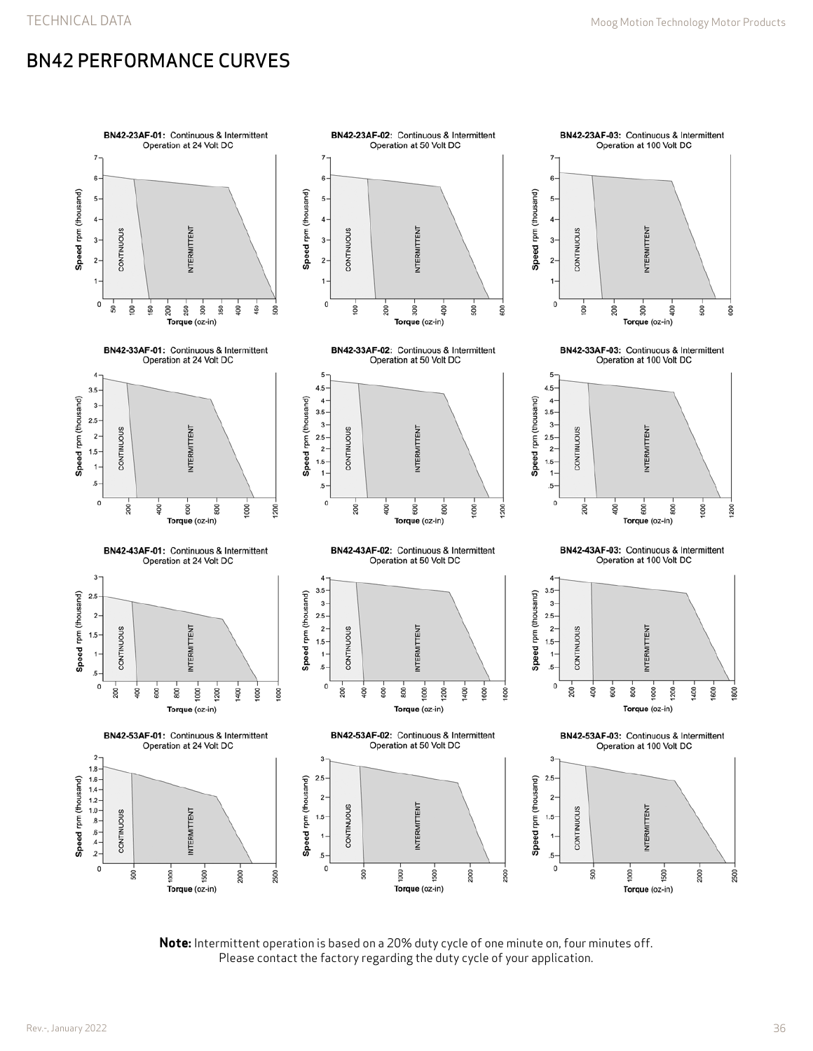# BN42 PERFORMANCE CURVES

**BN42-23AF-01:** Continuous & Intermittent Operation at 24 Volt DC

**BN42-23AF-02:** Continuous & Intermittent Operation at 50 Volt DC

**BN42-23AF-03:** Continuous & Intermittent Operation at 100 Volt DC

**BN42-33AF-01:** Continuous & Intermittent Operation at 24 Volt DC

**BN42-33AF-02:** Continuous & Intermittent Operation at 50 Volt DC

**BN42-33AF-03:** Continuous & Intermittent Operation at 100 Volt DC

**BN42-43AF-01:** Continuous & Intermittent Operation at 24 Volt DC

**BN42-43AF-02:** Continuous & Intermittent Operation at 50 Volt DC

**BN42-43AF-03:** Continuous & Intermittent Operation at 100 Volt DC

**BN42-53AF-01:** Continuous & Intermittent Operation at 24 Volt DC

**BN42-53AF-02:** Continuous & Intermittent Operation at 50 Volt DC

**BN42-53AF-03:** Continuous & Intermittent Operation at 100 Volt DC

**Note:** Intermittent operation is based on a 20% duty cycle of one minute on, four minutes off. Please contact the factory regarding the duty cycle of your application.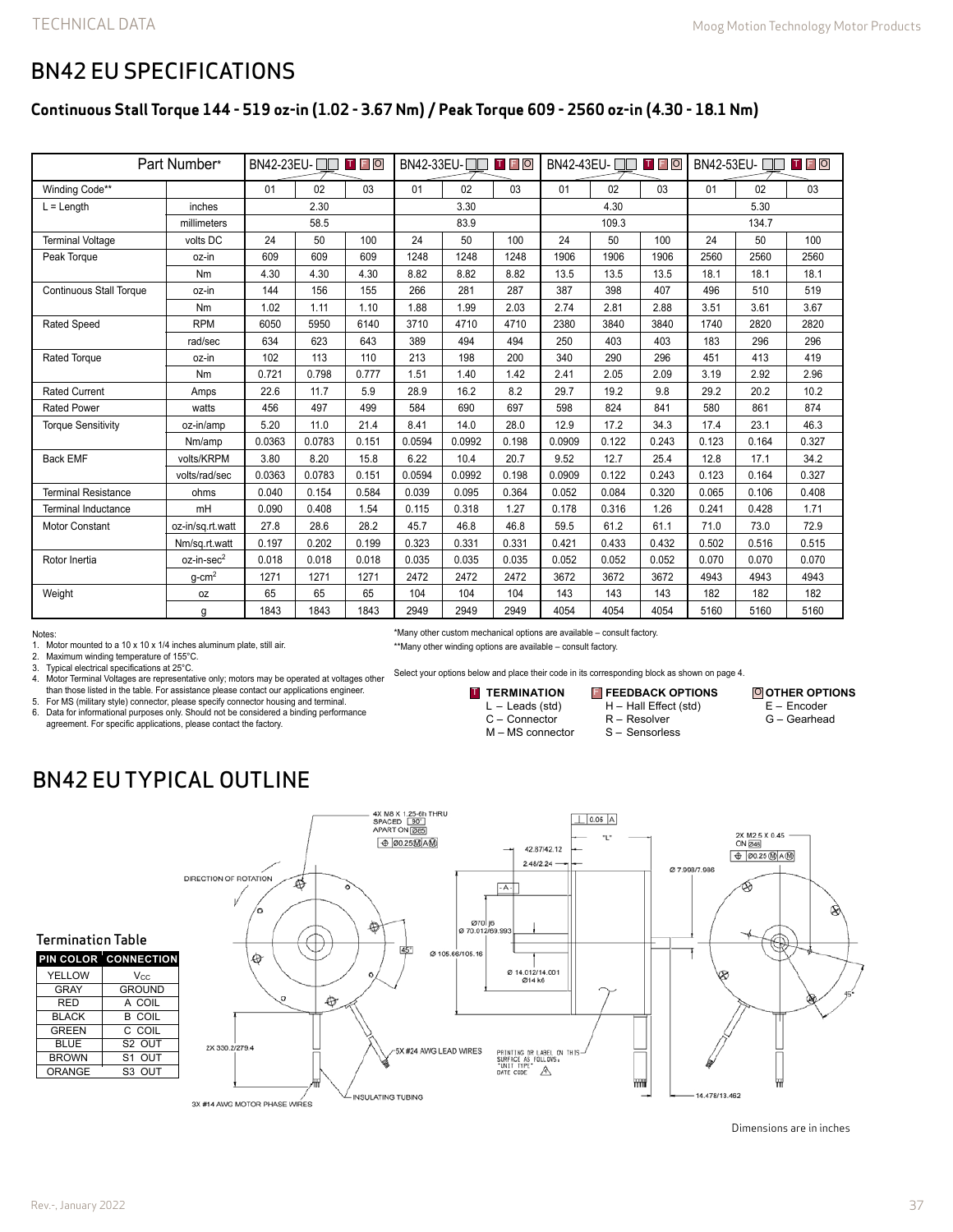# BN42 EU SPECIFICATIONS

## Continuous Stall Torque 144 - 519 oz-in (1.02 - 3.67 Nm) / Peak Torque 609 - 2560 oz-in (4.30 - 18.1 Nm)

| Part Number* | | BN42-23EU-□□ T F O | | | BN42-33EU-□□ T F O | | | BN42-43EU-□□ T F O | | | BN42-53EU-□□ T F O | | |
|---|---|---|---|---|---|---|---|---|---|---|---|---|---|
| Winding Code** | | 01 | 02 | 03 | 01 | 02 | 03 | 01 | 02 | 03 | 01 | 02 | 03 |
| L = Length | inches | 2.30 | | | 3.30 | | | 4.30 | | | 5.30 | | |
| | millimeters | 58.5 | | | 83.9 | | | 109.3 | | | 134.7 | | |
| Terminal Voltage | volts DC | 24 | 50 | 100 | 24 | 50 | 100 | 24 | 50 | 100 | 24 | 50 | 100 |
| Peak Torque | oz-in | 609 | 609 | 609 | 1248 | 1248 | 1248 | 1906 | 1906 | 1906 | 2560 | 2560 | 2560 |
| | Nm | 4.30 | 4.30 | 4.30 | 8.82 | 8.82 | 8.82 | 13.5 | 13.5 | 13.5 | 18.1 | 18.1 | 18.1 |
| Continuous Stall Torque | oz-in | 144 | 156 | 155 | 266 | 281 | 287 | 387 | 398 | 407 | 496 | 510 | 519 |
| | Nm | 1.02 | 1.11 | 1.10 | 1.88 | 1.99 | 2.03 | 2.74 | 2.81 | 2.88 | 3.51 | 3.61 | 3.67 |
| Rated Speed | RPM | 6050 | 5950 | 6140 | 3710 | 4710 | 4710 | 2380 | 3840 | 3840 | 1740 | 2820 | 2820 |
| | rad/sec | 634 | 623 | 643 | 389 | 494 | 494 | 250 | 403 | 403 | 183 | 296 | 296 |
| Rated Torque | oz-in | 102 | 113 | 110 | 213 | 198 | 200 | 340 | 290 | 296 | 451 | 413 | 419 |
| | Nm | 0.721 | 0.798 | 0.777 | 1.51 | 1.40 | 1.42 | 2.41 | 2.05 | 2.09 | 3.19 | 2.92 | 2.96 |
| Rated Current | Amps | 22.6 | 11.7 | 5.9 | 28.9 | 16.2 | 8.2 | 29.7 | 19.2 | 9.8 | 29.2 | 20.2 | 10.2 |
| Rated Power | watts | 456 | 497 | 499 | 584 | 690 | 697 | 598 | 824 | 841 | 580 | 861 | 874 |
| Torque Sensitivity | oz-in/amp | 5.20 | 11.0 | 21.4 | 8.41 | 14.0 | 28.0 | 12.9 | 17.2 | 34.3 | 17.4 | 23.1 | 46.3 |
| | Nm/amp | 0.0363 | 0.0783 | 0.151 | 0.0594 | 0.0992 | 0.198 | 0.0909 | 0.122 | 0.243 | 0.123 | 0.164 | 0.327 |
| Back EMF | volts/KRPM | 3.80 | 8.20 | 15.8 | 6.22 | 10.4 | 20.7 | 9.52 | 12.7 | 25.4 | 12.8 | 17.1 | 34.2 |
| | volts/rad/sec | 0.0363 | 0.0783 | 0.151 | 0.0594 | 0.0992 | 0.198 | 0.0909 | 0.122 | 0.243 | 0.123 | 0.164 | 0.327 |
| Terminal Resistance | ohms | 0.040 | 0.154 | 0.584 | 0.039 | 0.095 | 0.364 | 0.052 | 0.084 | 0.320 | 0.065 | 0.106 | 0.408 |
| Terminal Inductance | mH | 0.090 | 0.408 | 1.54 | 0.115 | 0.318 | 1.27 | 0.178 | 0.316 | 1.26 | 0.241 | 0.428 | 1.71 |
| Motor Constant | oz-in/sq.rt.watt | 27.8 | 28.6 | 28.2 | 45.7 | 46.8 | 46.8 | 59.5 | 61.2 | 61.1 | 71.0 | 73.0 | 72.9 |
| | Nm/sq.rt.watt | 0.197 | 0.202 | 0.199 | 0.323 | 0.331 | 0.331 | 0.421 | 0.433 | 0.432 | 0.502 | 0.516 | 0.515 |
| Rotor Inertia | oz-in-sec$^2$ | 0.018 | 0.018 | 0.018 | 0.035 | 0.035 | 0.035 | 0.052 | 0.052 | 0.052 | 0.070 | 0.070 | 0.070 |
| | g-cm$^2$ | 1271 | 1271 | 1271 | 2472 | 2472 | 2472 | 3672 | 3672 | 3672 | 4943 | 4943 | 4943 |
| Weight | oz | 65 | 65 | 65 | 104 | 104 | 104 | 143 | 143 | 143 | 182 | 182 | 182 |
| | g | 1843 | 1843 | 1843 | 2949 | 2949 | 2949 | 4054 | 4054 | 4054 | 5160 | 5160 | 5160 |

Notes:
1. Motor mounted to a 10 x 10 x 1/4 inches aluminum plate, still air.
2. Maximum winding temperature of 155°C.
3. Typical electrical specifications at 25°C.
4. Motor Terminal Voltages are representative only; motors may be operated at voltages other than those listed in the table. For assistance please contact our applications engineer.
5. For MS (military style) connector, please specify connector housing and terminal.
6. Data for informational purposes only. Should not be considered a binding performance agreement. For specific applications, please contact the factory.

*Many other custom mechanical options are available – consult factory.

**Many other winding options are available – consult factory.

Select your options below and place their code in its corresponding block as shown on page 4.

**T TERMINATION**
- L – Leads (std)
- C – Connector
- M – MS connector

**F FEEDBACK OPTIONS**
- H – Hall Effect (std)
- R – Resolver
- S – Sensorless

**O OTHER OPTIONS**
- E – Encoder
- G – Gearhead

# BN42 EU TYPICAL OUTLINE

### Termination Table

| PIN COLOR | CONNECTION |
|---|---|
| YELLOW | $V_{CC}$ |
| GRAY | GROUND |
| RED | A COIL |
| BLACK | B COIL |
| GREEN | C COIL |
| BLUE | S2 OUT |
| BROWN | S1 OUT |
| ORANGE | S3 OUT |

Dimensions are in inches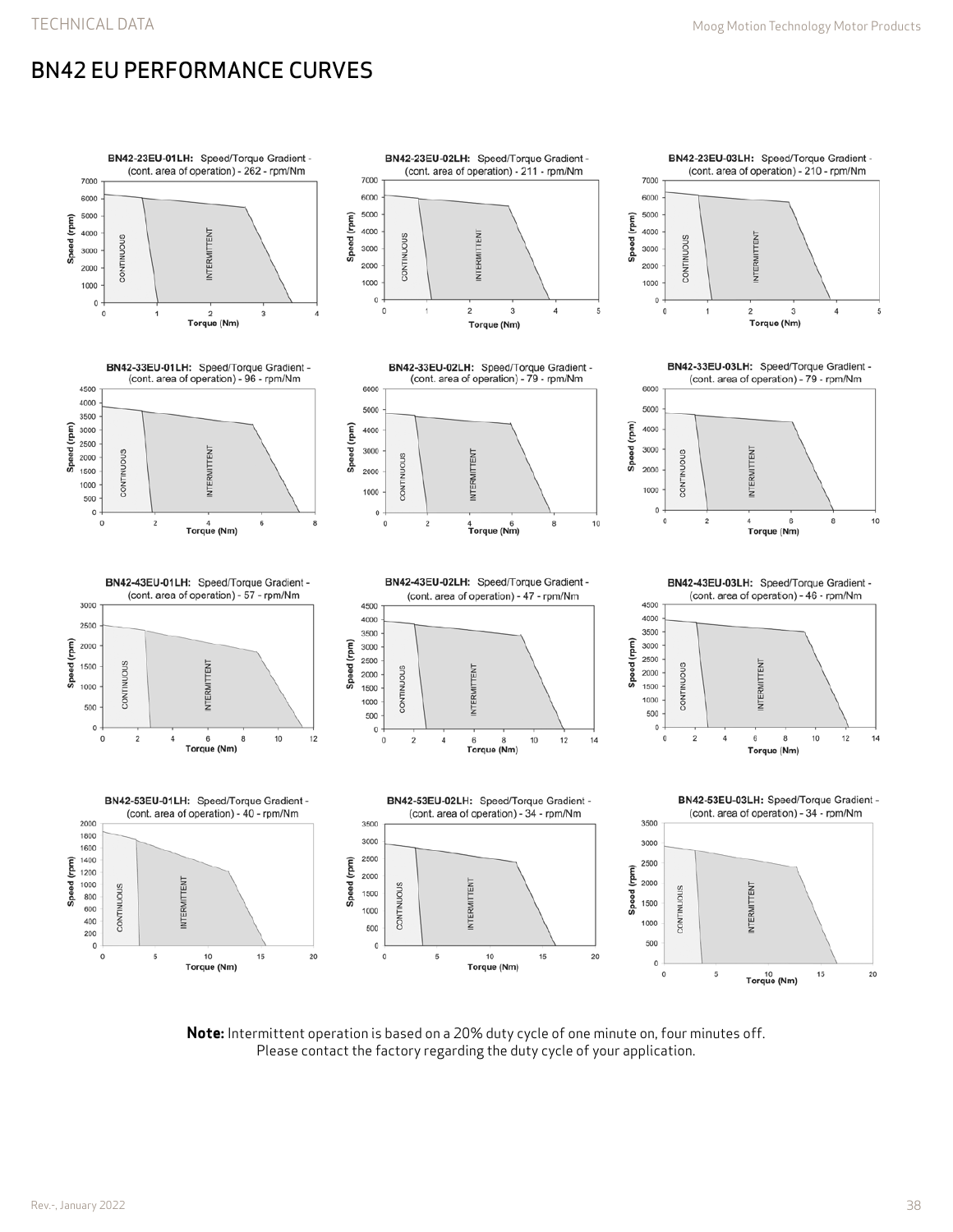## BN42 EU PERFORMANCE CURVES

**BN42-23EU-01LH:** Speed/Torque Gradient - (cont. area of operation) - 262 - rpm/Nm

**BN42-23EU-02LH:** Speed/Torque Gradient - (cont. area of operation) - 211 - rpm/Nm

**BN42-23EU-03LH:** Speed/Torque Gradient - (cont. area of operation) - 210 - rpm/Nm

**BN42-33EU-01LH:** Speed/Torque Gradient - (cont. area of operation) - 96 - rpm/Nm

**BN42-33EU-02LH:** Speed/Torque Gradient - (cont. area of operation) - 79 - rpm/Nm

**BN42-33EU-03LH:** Speed/Torque Gradient - (cont. area of operation) - 79 - rpm/Nm

**BN42-43EU-01LH:** Speed/Torque Gradient - (cont. area of operation) - 57 - rpm/Nm

**BN42-43EU-02LH:** Speed/Torque Gradient - (cont. area of operation) - 47 - rpm/Nm

**BN42-43EU-03LH:** Speed/Torque Gradient - (cont. area of operation) - 46 - rpm/Nm

**BN42-53EU-01LH:** Speed/Torque Gradient - (cont. area of operation) - 40 - rpm/Nm

**BN42-53EU-02LH:** Speed/Torque Gradient - (cont. area of operation) - 34 - rpm/Nm

**BN42-53EU-03LH:** Speed/Torque Gradient - (cont. area of operation) - 34 - rpm/Nm

**Note:** Intermittent operation is based on a 20% duty cycle of one minute on, four minutes off. Please contact the factory regarding the duty cycle of your application.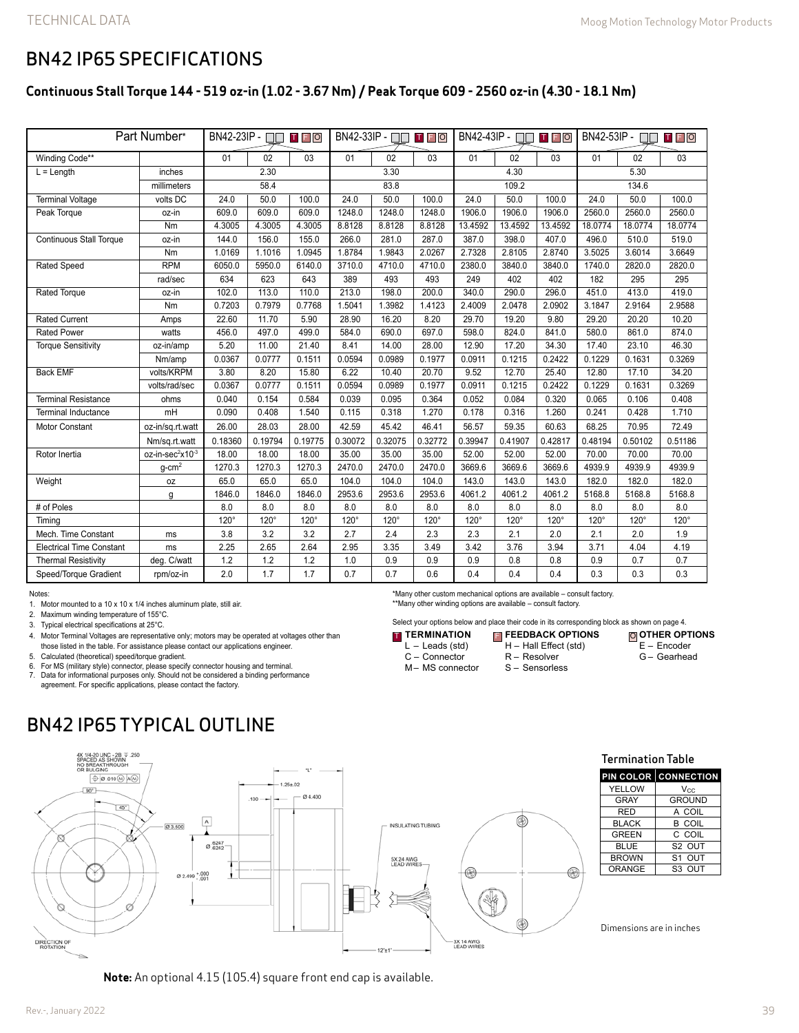## BN42 IP65 SPECIFICATIONS

### Continuous Stall Torque 144 - 519 oz-in (1.02 - 3.67 Nm) / Peak Torque 609 - 2560 oz-in (4.30 - 18.1 Nm)

| Part Number* | | BN42-23IP - T F O | | | BN42-33IP - T F O | | | BN42-43IP - T F O | | | BN42-53IP - T F O | | |
|---|---|---|---|---|---|---|---|---|---|---|---|---|---|
| Winding Code** | | 01 | 02 | 03 | 01 | 02 | 03 | 01 | 02 | 03 | 01 | 02 | 03 |
| L = Length | inches | 2.30 | | | 3.30 | | | 4.30 | | | 5.30 | | |
| | millimeters | 58.4 | | | 83.8 | | | 109.2 | | | 134.6 | | |
| Terminal Voltage | volts DC | 24.0 | 50.0 | 100.0 | 24.0 | 50.0 | 100.0 | 24.0 | 50.0 | 100.0 | 24.0 | 50.0 | 100.0 |
| Peak Torque | oz-in | 609.0 | 609.0 | 609.0 | 1248.0 | 1248.0 | 1248.0 | 1906.0 | 1906.0 | 1906.0 | 2560.0 | 2560.0 | 2560.0 |
| | Nm | 4.3005 | 4.3005 | 4.3005 | 8.8128 | 8.8128 | 8.8128 | 13.4592 | 13.4592 | 13.4592 | 18.0774 | 18.0774 | 18.0774 |
| Continuous Stall Torque | oz-in | 144.0 | 156.0 | 155.0 | 266.0 | 281.0 | 287.0 | 387.0 | 398.0 | 407.0 | 496.0 | 510.0 | 519.0 |
| | Nm | 1.0169 | 1.1016 | 1.0945 | 1.8784 | 1.9843 | 2.0267 | 2.7328 | 2.8105 | 2.8740 | 3.5025 | 3.6014 | 3.6649 |
| Rated Speed | RPM | 6050.0 | 5950.0 | 6140.0 | 3710.0 | 4710.0 | 4710.0 | 2380.0 | 3840.0 | 3840.0 | 1740.0 | 2820.0 | 2820.0 |
| | rad/sec | 634 | 623 | 643 | 389 | 493 | 493 | 249 | 402 | 402 | 182 | 295 | 295 |
| Rated Torque | oz-in | 102.0 | 113.0 | 110.0 | 213.0 | 198.0 | 200.0 | 340.0 | 290.0 | 296.0 | 451.0 | 413.0 | 419.0 |
| | Nm | 0.7203 | 0.7979 | 0.7768 | 1.5041 | 1.3982 | 1.4123 | 2.4009 | 2.0478 | 2.0902 | 3.1847 | 2.9164 | 2.9588 |
| Rated Current | Amps | 22.60 | 11.70 | 5.90 | 28.90 | 16.20 | 8.20 | 29.70 | 19.20 | 9.80 | 29.20 | 20.20 | 10.20 |
| Rated Power | watts | 456.0 | 497.0 | 499.0 | 584.0 | 690.0 | 697.0 | 598.0 | 824.0 | 841.0 | 580.0 | 861.0 | 874.0 |
| Torque Sensitivity | oz-in/amp | 5.20 | 11.00 | 21.40 | 8.41 | 14.00 | 28.00 | 12.90 | 17.20 | 34.30 | 17.40 | 23.10 | 46.30 |
| | Nm/amp | 0.0367 | 0.0777 | 0.1511 | 0.0594 | 0.0989 | 0.1977 | 0.0911 | 0.1215 | 0.2422 | 0.1229 | 0.1631 | 0.3269 |
| Back EMF | volts/KRPM | 3.80 | 8.20 | 15.80 | 6.22 | 10.40 | 20.70 | 9.52 | 12.70 | 25.40 | 12.80 | 17.10 | 34.20 |
| | volts/rad/sec | 0.0367 | 0.0777 | 0.1511 | 0.0594 | 0.0989 | 0.1977 | 0.0911 | 0.1215 | 0.2422 | 0.1229 | 0.1631 | 0.3269 |
| Terminal Resistance | ohms | 0.040 | 0.154 | 0.584 | 0.039 | 0.095 | 0.364 | 0.052 | 0.084 | 0.320 | 0.065 | 0.106 | 0.408 |
| Terminal Inductance | mH | 0.090 | 0.408 | 1.540 | 0.115 | 0.318 | 1.270 | 0.178 | 0.316 | 1.260 | 0.241 | 0.428 | 1.710 |
| Motor Constant | oz-in/sq.rt.watt | 26.00 | 28.03 | 28.00 | 42.59 | 45.42 | 46.41 | 56.57 | 59.35 | 60.63 | 68.25 | 70.95 | 72.49 |
| | Nm/sq.rt.watt | 0.18360 | 0.19794 | 0.19775 | 0.30072 | 0.32075 | 0.32772 | 0.39947 | 0.41907 | 0.42817 | 0.48194 | 0.50102 | 0.51186 |
| Rotor Inertia | oz-in-sec$^2$x10$^{-3}$ | 18.00 | 18.00 | 18.00 | 35.00 | 35.00 | 35.00 | 52.00 | 52.00 | 52.00 | 70.00 | 70.00 | 70.00 |
| | g-cm$^2$ | 1270.3 | 1270.3 | 1270.3 | 2470.0 | 2470.0 | 2470.0 | 3669.6 | 3669.6 | 3669.6 | 4939.9 | 4939.9 | 4939.9 |
| Weight | oz | 65.0 | 65.0 | 65.0 | 104.0 | 104.0 | 104.0 | 143.0 | 143.0 | 143.0 | 182.0 | 182.0 | 182.0 |
| | g | 1846.0 | 1846.0 | 1846.0 | 2953.6 | 2953.6 | 2953.6 | 4061.2 | 4061.2 | 4061.2 | 5168.8 | 5168.8 | 5168.8 |
| # of Poles | | 8.0 | 8.0 | 8.0 | 8.0 | 8.0 | 8.0 | 8.0 | 8.0 | 8.0 | 8.0 | 8.0 | 8.0 |
| Timing | | 120° | 120° | 120° | 120° | 120° | 120° | 120° | 120° | 120° | 120° | 120° | 120° |
| Mech. Time Constant | ms | 3.8 | 3.2 | 3.2 | 2.7 | 2.4 | 2.3 | 2.3 | 2.1 | 2.0 | 2.1 | 2.0 | 1.9 |
| Electrical Time Constant | ms | 2.25 | 2.65 | 2.64 | 2.95 | 3.35 | 3.49 | 3.42 | 3.76 | 3.94 | 3.71 | 4.04 | 4.19 |
| Thermal Resistivity | deg. C/watt | 1.2 | 1.2 | 1.2 | 1.0 | 0.9 | 0.9 | 0.9 | 0.8 | 0.8 | 0.9 | 0.7 | 0.7 |
| Speed/Torque Gradient | rpm/oz-in | 2.0 | 1.7 | 1.7 | 0.7 | 0.7 | 0.6 | 0.4 | 0.4 | 0.4 | 0.3 | 0.3 | 0.3 |

Notes:

1. Motor mounted to a 10 x 10 x 1/4 inches aluminum plate, still air.
2. Maximum winding temperature of 155°C.
3. Typical electrical specifications at 25°C.
4. Motor Terminal Voltages are representative only; motors may be operated at voltages other than those listed in the table. For assistance please contact our applications engineer.
5. Calculated (theoretical) speed/torque gradient.
6. For MS (military style) connector, please specify connector housing and terminal.
7. Data for informational purposes only. Should not be considered a binding performance agreement. For specific applications, please contact the factory.

*Many other custom mechanical options are available – consult factory.
**Many other winding options are available – consult factory.

Select your options below and place their code in its corresponding block as shown on page 4.

**T TERMINATION**
L – Leads (std)
C – Connector
M – MS connector

**F FEEDBACK OPTIONS**
H – Hall Effect (std)
R – Resolver
S – Sensorless

**O OTHER OPTIONS**
E – Encoder
G – Gearhead

## BN42 IP65 TYPICAL OUTLINE

4X 1/4-20 UNC - 2B ⊽ .250 SPACED AS SHOWN NO BREAKTHROUGH OR BULGING
⊕ Ø .010 Ⓜ A Ⓜ
90°
45°
Ø 3.500
A
Ø .6247/.6242
Ø 2.499 +.000/-.001
"L"
1.25±.02
.100
Ø 4.400
INSULATING TUBING
5X 24 AWG LEAD WIRES
3X 14 AWG LEAD WIRES
12"±1"
DIRECTION OF ROTATION

### Termination Table

| PIN COLOR | CONNECTION |
|---|---|
| YELLOW | $V_{CC}$ |
| GRAY | GROUND |
| RED | A COIL |
| BLACK | B COIL |
| GREEN | C COIL |
| BLUE | S2 OUT |
| BROWN | S1 OUT |
| ORANGE | S3 OUT |

Dimensions are in inches

**Note:** An optional 4.15 (105.4) square front end cap is available.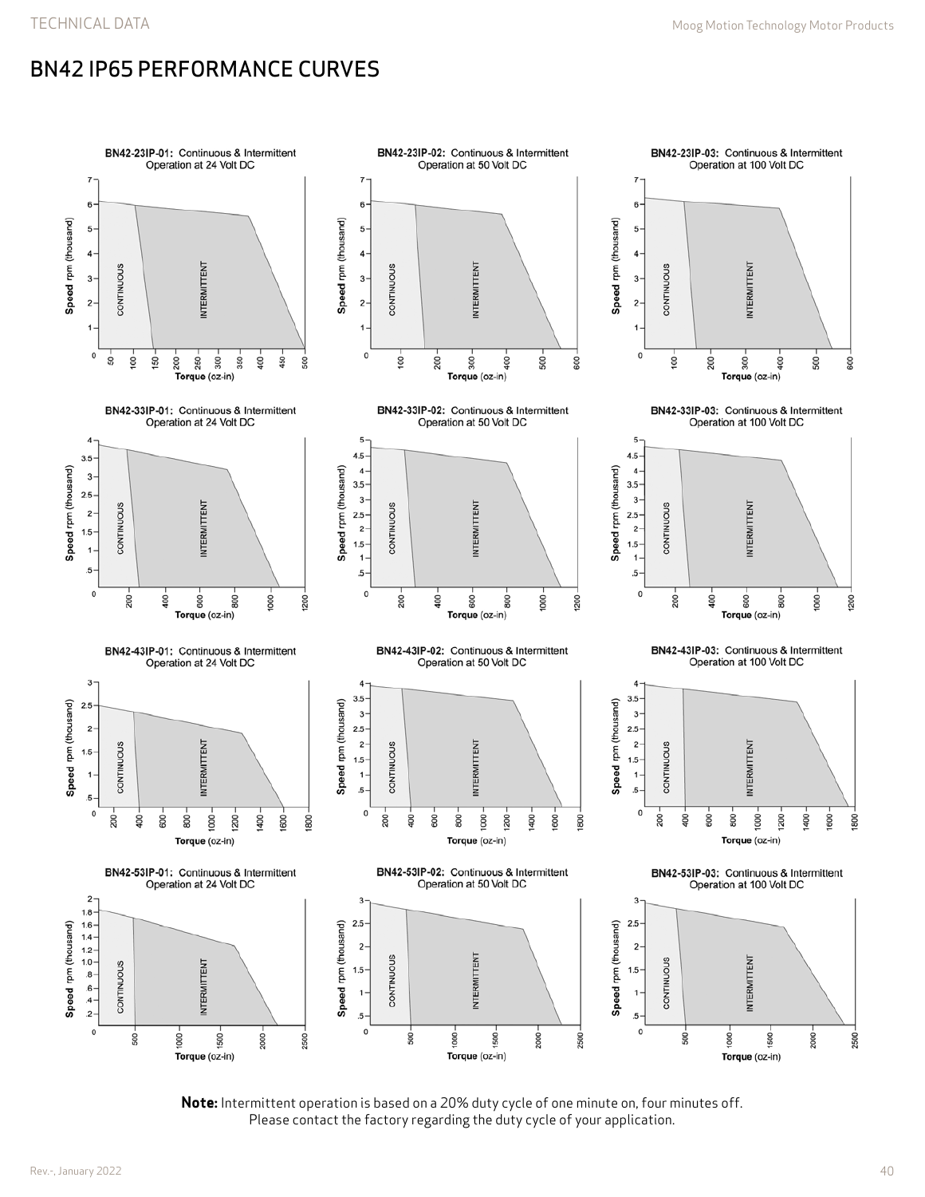# BN42 IP65 PERFORMANCE CURVES

**BN42-23IP-01:** Continuous & Intermittent Operation at 24 Volt DC

Speed rpm (thousand)
0 1 2 3 4 5 6 7
CONTINUOUS
INTERMITTENT
Torque (oz-in)
50 100 150 200 250 300 350 400 450 500

**BN42-23IP-02:** Continuous & Intermittent Operation at 50 Volt DC

Speed rpm (thousand)
0 1 2 3 4 5 6 7
CONTINUOUS
INTERMITTENT
Torque (oz-in)
100 200 300 400 500 600

**BN42-23IP-03:** Continuous & Intermittent Operation at 100 Volt DC

Speed rpm (thousand)
0 1 2 3 4 5 6 7
CONTINUOUS
INTERMITTENT
Torque (oz-in)
100 200 300 400 500 600

**BN42-33IP-01:** Continuous & Intermittent Operation at 24 Volt DC

Speed rpm (thousand)
0 .5 1 1.5 2 2.5 3 3.5 4
CONTINUOUS
INTERMITTENT
Torque (oz-in)
200 400 600 800 1000 1200

**BN42-33IP-02:** Continuous & Intermittent Operation at 50 Volt DC

Speed rpm (thousand)
0 .5 1 1.5 2 2.5 3 3.5 4 4.5 5
CONTINUOUS
INTERMITTENT
Torque (oz-in)
200 400 600 800 1000 1200

**BN42-33IP-03:** Continuous & Intermittent Operation at 100 Volt DC

Speed rpm (thousand)
0 .5 1 1.5 2 2.5 3 3.5 4 4.5 5
CONTINUOUS
INTERMITTENT
Torque (oz-in)
200 400 600 800 1000 1200

**BN42-43IP-01:** Continuous & Intermittent Operation at 24 Volt DC

Speed rpm (thousand)
0 .5 1 1.5 2 2.5 3
CONTINUOUS
INTERMITTENT
Torque (oz-in)
200 400 600 800 1000 1200 1400 1600 1800

**BN42-43IP-02:** Continuous & Intermittent Operation at 50 Volt DC

Speed rpm (thousand)
0 .5 1 1.5 2 2.5 3 3.5 4
CONTINUOUS
INTERMITTENT
Torque (oz-in)
200 400 600 800 1000 1200 1400 1600 1800

**BN42-43IP-03:** Continuous & Intermittent Operation at 100 Volt DC

Speed rpm (thousand)
0 .5 1 1.5 2 2.5 3 3.5 4
CONTINUOUS
INTERMITTENT
Torque (oz-in)
200 400 600 800 1000 1200 1400 1600 1800

**BN42-53IP-01:** Continuous & Intermittent Operation at 24 Volt DC

Speed rpm (thousand)
0 .2 .4 .6 .8 1.0 1.2 1.4 1.6 1.8 2
CONTINUOUS
INTERMITTENT
Torque (oz-in)
500 1000 1500 2000 2500

**BN42-53IP-02:** Continuous & Intermittent Operation at 50 Volt DC

Speed rpm (thousand)
0 .5 1 1.5 2 2.5 3
CONTINUOUS
INTERMITTENT
Torque (oz-in)
500 1000 1500 2000 2500

**BN42-53IP-03:** Continuous & Intermittent Operation at 100 Volt DC

Speed rpm (thousand)
0 .5 1 1.5 2 2.5 3
CONTINUOUS
INTERMITTENT
Torque (oz-in)
500 1000 1500 2000 2500

**Note:** Intermittent operation is based on a 20% duty cycle of one minute on, four minutes off. Please contact the factory regarding the duty cycle of your application.